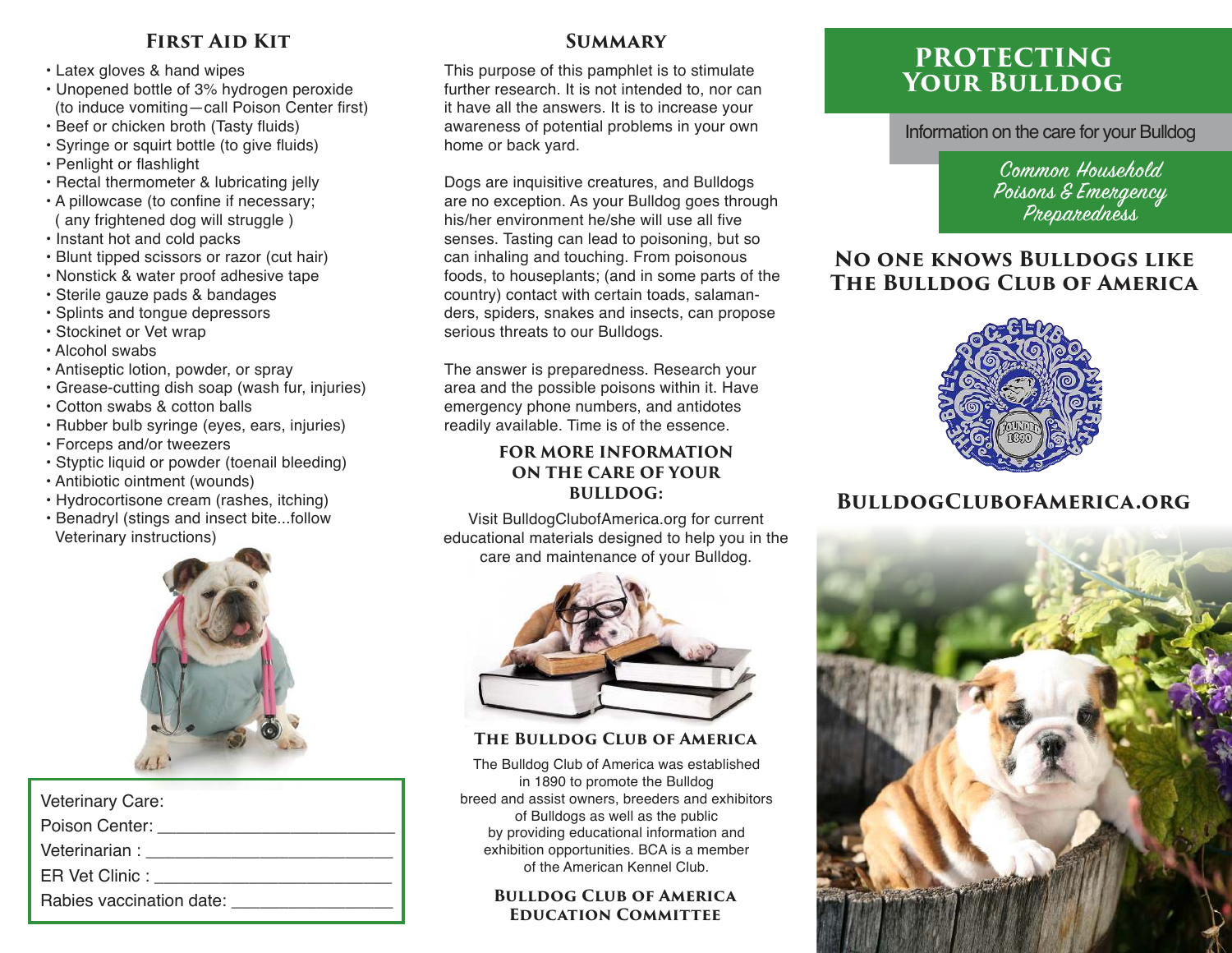## First Aid Kit

- Latex gloves & hand wipes
- Unopened bottle of 3% hydrogen peroxide (to induce vomiting—call Poison Center first)
- Beef or chicken broth (Tasty fluids)
- Syringe or squirt bottle (to give fluids)
- Penlight or flashlight
- Rectal thermometer & lubricating jelly
- A pillowcase (to confine if necessary; ( any frightened dog will struggle )
- Instant hot and cold packs
- Blunt tipped scissors or razor (cut hair)
- Nonstick & water proof adhesive tape
- Sterile gauze pads & bandages
- Splints and tongue depressors
- Stockinet or Vet wrap
- Alcohol swabs
- Antiseptic lotion, powder, or spray
- Grease-cutting dish soap (wash fur, injuries)
- Cotton swabs & cotton balls
- Rubber bulb syringe (eyes, ears, injuries)
- Forceps and/or tweezers
- Styptic liquid or powder (toenail bleeding)
- Antibiotic ointment (wounds)
- Hydrocortisone cream (rashes, itching)
- Benadryl (stings and insect bite...follow Veterinary instructions)

Veterinary Care:

Poison Center: ______________________

Veterinarian : ______________________

ER Vet Clinic : ______________________

Rabies vaccination date: ______________

## Summary

This purpose of this pamphlet is to stimulate further research. It is not intended to, nor can it have all the answers. It is to increase your awareness of potential problems in your own home or back yard.

Dogs are inquisitive creatures, and Bulldogs are no exception. As your Bulldog goes through his/her environment he/she will use all five senses. Tasting can lead to poisoning, but so can inhaling and touching. From poisonous foods, to houseplants; (and in some parts of the country) contact with certain toads, salamanders, spiders, snakes and insects, can propose serious threats to our Bulldogs.

The answer is preparedness. Research your area and the possible poisons within it. Have emergency phone numbers, and antidotes readily available. Time is of the essence.

### For more information on the care of your Bulldog:

Visit BulldogClubofAmerica.org for current educational materials designed to help you in the care and maintenance of your Bulldog.

### The Bulldog Club of America

The Bulldog Club of America was established in 1890 to promote the Bulldog breed and assist owners, breeders and exhibitors of Bulldogs as well as the public by providing educational information and exhibition opportunities. BCA is a member of the American Kennel Club.

**Bulldog Club of America Education Committee**

# Protecting Your Bulldog

Information on the care for your Bulldog

*Common Household Poisons & Emergency Preparedness*

### No one knows Bulldogs like The Bulldog Club of America

### BulldogClubofAmerica.org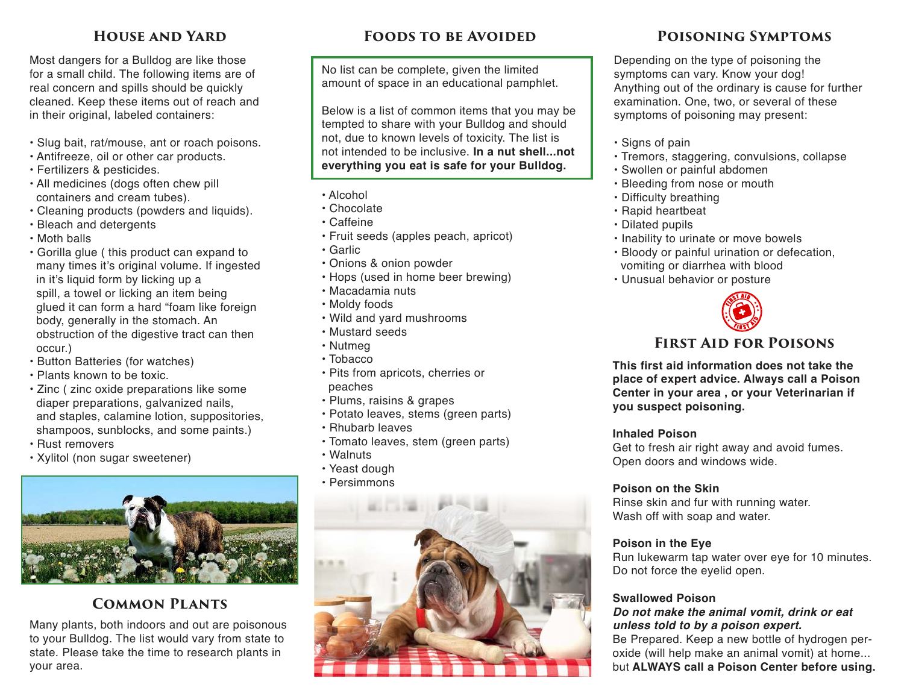## House and Yard

Most dangers for a Bulldog are like those for a small child. The following items are of real concern and spills should be quickly cleaned. Keep these items out of reach and in their original, labeled containers:

- Slug bait, rat/mouse, ant or roach poisons.
- Antifreeze, oil or other car products.
- Fertilizers & pesticides.
- All medicines (dogs often chew pill containers and cream tubes).
- Cleaning products (powders and liquids).
- Bleach and detergents
- Moth balls
- Gorilla glue ( this product can expand to many times it's original volume. If ingested in it's liquid form by licking up a spill, a towel or licking an item being glued it can form a hard "foam like foreign body, generally in the stomach. An obstruction of the digestive tract can then occur.)
- Button Batteries (for watches)
- Plants known to be toxic.
- Zinc ( zinc oxide preparations like some diaper preparations, galvanized nails, and staples, calamine lotion, suppositories, shampoos, sunblocks, and some paints.)
- Rust removers
- Xylitol (non sugar sweetener)

## Common Plants

Many plants, both indoors and out are poisonous to your Bulldog. The list would vary from state to state. Please take the time to research plants in your area.

## Foods to be Avoided

No list can be complete, given the limited amount of space in an educational pamphlet.

Below is a list of common items that you may be tempted to share with your Bulldog and should not, due to known levels of toxicity. The list is not intended to be inclusive. **In a nut shell...not everything you eat is safe for your Bulldog.**

- Alcohol
- Chocolate
- Caffeine
- Fruit seeds (apples peach, apricot)
- Garlic
- Onions & onion powder
- Hops (used in home beer brewing)
- Macadamia nuts
- Moldy foods
- Wild and yard mushrooms
- Mustard seeds
- Nutmeg
- Tobacco
- Pits from apricots, cherries or peaches
- Plums, raisins & grapes
- Potato leaves, stems (green parts)
- Rhubarb leaves
- Tomato leaves, stem (green parts)
- Walnuts
- Yeast dough
- Persimmons

## Poisoning Symptoms

Depending on the type of poisoning the symptoms can vary. Know your dog! Anything out of the ordinary is cause for further examination. One, two, or several of these symptoms of poisoning may present:

- Signs of pain
- Tremors, staggering, convulsions, collapse
- Swollen or painful abdomen
- Bleeding from nose or mouth
- Difficulty breathing
- Rapid heartbeat
- Dilated pupils
- Inability to urinate or move bowels
- Bloody or painful urination or defecation, vomiting or diarrhea with blood
- Unusual behavior or posture

## First Aid for Poisons

**This first aid information does not take the place of expert advice. Always call a Poison Center in your area , or your Veterinarian if you suspect poisoning.**

**Inhaled Poison**
Get to fresh air right away and avoid fumes. Open doors and windows wide.

**Poison on the Skin**
Rinse skin and fur with running water. Wash off with soap and water.

**Poison in the Eye**
Run lukewarm tap water over eye for 10 minutes. Do not force the eyelid open.

**Swallowed Poison**
***Do not make the animal vomit, drink or eat unless told to by a poison expert.***
Be Prepared. Keep a new bottle of hydrogen peroxide (will help make an animal vomit) at home... but **ALWAYS call a Poison Center before using.**